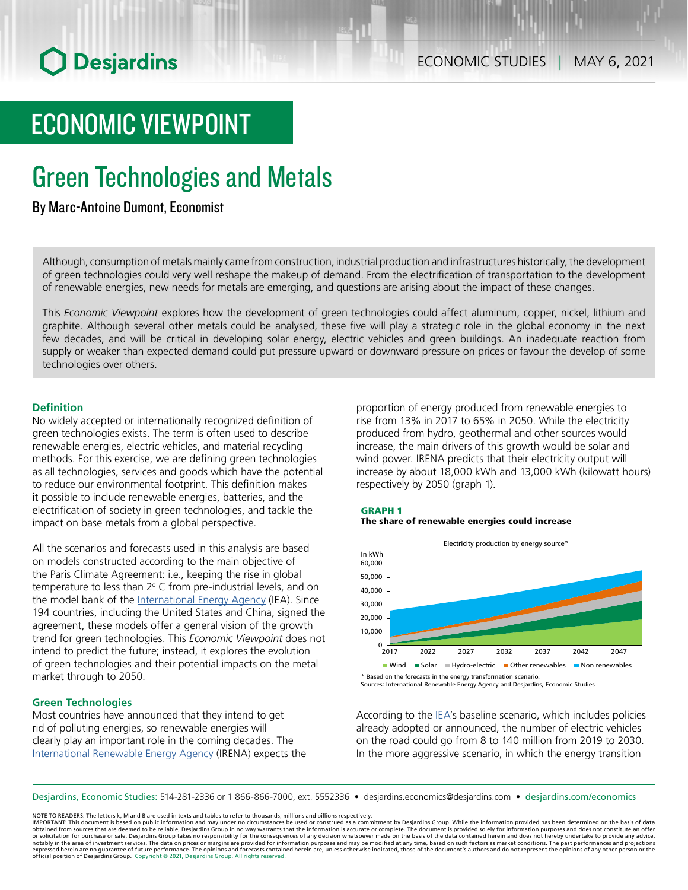# ECONOMIC VIEWPOINT

# Green Technologies and Metals

By Marc-Antoine Dumont, Economist

Although, consumption of metals mainly came from construction, industrial production and infrastructures historically, the development of green technologies could very well reshape the makeup of demand. From the electrification of transportation to the development of renewable energies, new needs for metals are emerging, and questions are arising about the impact of these changes.

This *Economic Viewpoint* explores how the development of green technologies could affect aluminum, copper, nickel, lithium and graphite. Although several other metals could be analysed, these five will play a strategic role in the global economy in the next few decades, and will be critical in developing solar energy, electric vehicles and green buildings. An inadequate reaction from supply or weaker than expected demand could put pressure upward or downward pressure on prices or favour the develop of some technologies over others.

### Definition

No widely accepted or internationally recognized definition of green technologies exists. The term is often used to describe renewable energies, electric vehicles, and material recycling methods. For this exercise, we are defining green technologies as all technologies, services and goods which have the potential to reduce our environmental footprint. This definition makes it possible to include renewable energies, batteries, and the electrification of society in green technologies, and tackle the impact on base metals from a global perspective.

All the scenarios and forecasts used in this analysis are based on models constructed according to the main objective of the Paris Climate Agreement: i.e., keeping the rise in global temperature to less than 2° C from pre-industrial levels, and on the model bank of the International Energy Agency (IEA). Since 194 countries, including the United States and China, signed the agreement, these models offer a general vision of the growth trend for green technologies. This *Economic Viewpoint* does not intend to predict the future; instead, it explores the evolution of green technologies and their potential impacts on the metal market through to 2050.

### Green Technologies

Most countries have announced that they intend to get rid of polluting energies, so renewable energies will clearly play an important role in the coming decades. The International Renewable Energy Agency (IRENA) expects the proportion of energy produced from renewable energies to rise from 13% in 2017 to 65% in 2050. While the electricity produced from hydro, geothermal and other sources would increase, the main drivers of this growth would be solar and wind power. IRENA predicts that their electricity output will increase by about 18,000 kWh and 13,000 kWh (kilowatt hours) respectively by 2050 (graph 1).

**GRAPH 1**
**The share of renewable energies could increase**

Electricity production by energy source*

\* Based on the forecasts in the energy transformation scenario.
Sources: International Renewable Energy Agency and Desjardins, Economic Studies

According to the IEA's baseline scenario, which includes policies already adopted or announced, the number of electric vehicles on the road could go from 8 to 140 million from 2019 to 2030. In the more aggressive scenario, in which the energy transition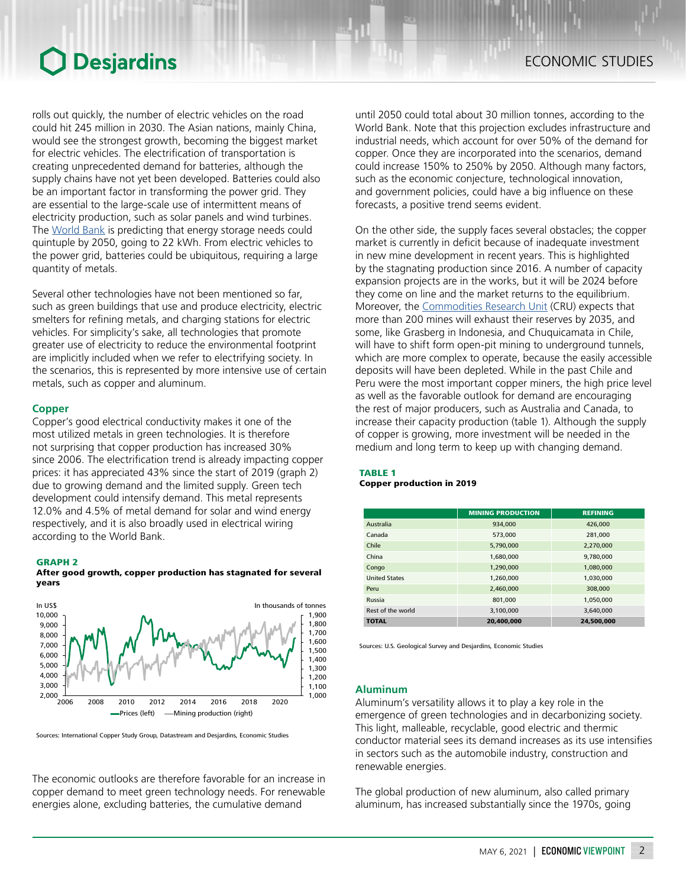rolls out quickly, the number of electric vehicles on the road could hit 245 million in 2030. The Asian nations, mainly China, would see the strongest growth, becoming the biggest market for electric vehicles. The electrification of transportation is creating unprecedented demand for batteries, although the supply chains have not yet been developed. Batteries could also be an important factor in transforming the power grid. They are essential to the large-scale use of intermittent means of electricity production, such as solar panels and wind turbines. The World Bank is predicting that energy storage needs could quintuple by 2050, going to 22 kWh. From electric vehicles to the power grid, batteries could be ubiquitous, requiring a large quantity of metals.

Several other technologies have not been mentioned so far, such as green buildings that use and produce electricity, electric smelters for refining metals, and charging stations for electric vehicles. For simplicity's sake, all technologies that promote greater use of electricity to reduce the environmental footprint are implicitly included when we refer to electrifying society. In the scenarios, this is represented by more intensive use of certain metals, such as copper and aluminum.

### Copper

Copper's good electrical conductivity makes it one of the most utilized metals in green technologies. It is therefore not surprising that copper production has increased 30% since 2006. The electrification trend is already impacting copper prices: it has appreciated 43% since the start of 2019 (graph 2) due to growing demand and the limited supply. Green tech development could intensify demand. This metal represents 12.0% and 4.5% of metal demand for solar and wind energy respectively, and it is also broadly used in electrical wiring according to the World Bank.

**GRAPH 2**
**After good growth, copper production has stagnated for several years**

Sources: International Copper Study Group, Datastream and Desjardins, Economic Studies

The economic outlooks are therefore favorable for an increase in copper demand to meet green technology needs. For renewable energies alone, excluding batteries, the cumulative demand until 2050 could total about 30 million tonnes, according to the World Bank. Note that this projection excludes infrastructure and industrial needs, which account for over 50% of the demand for copper. Once they are incorporated into the scenarios, demand could increase 150% to 250% by 2050. Although many factors, such as the economic conjecture, technological innovation, and government policies, could have a big influence on these forecasts, a positive trend seems evident.

On the other side, the supply faces several obstacles; the copper market is currently in deficit because of inadequate investment in new mine development in recent years. This is highlighted by the stagnating production since 2016. A number of capacity expansion projects are in the works, but it will be 2024 before they come on line and the market returns to the equilibrium. Moreover, the Commodities Research Unit (CRU) expects that more than 200 mines will exhaust their reserves by 2035, and some, like Grasberg in Indonesia, and Chuquicamata in Chile, will have to shift form open-pit mining to underground tunnels, which are more complex to operate, because the easily accessible deposits will have been depleted. While in the past Chile and Peru were the most important copper miners, the high price level as well as the favorable outlook for demand are encouraging the rest of major producers, such as Australia and Canada, to increase their capacity production (table 1). Although the supply of copper is growing, more investment will be needed in the medium and long term to keep up with changing demand.

**TABLE 1**
**Copper production in 2019**

| | MINING PRODUCTION | REFINING |
|---|---|---|
| Australia | 934,000 | 426,000 |
| Canada | 573,000 | 281,000 |
| Chile | 5,790,000 | 2,270,000 |
| China | 1,680,000 | 9,780,000 |
| Congo | 1,290,000 | 1,080,000 |
| United States | 1,260,000 | 1,030,000 |
| Peru | 2,460,000 | 308,000 |
| Russia | 801,000 | 1,050,000 |
| Rest of the world | 3,100,000 | 3,640,000 |
| **TOTAL** | **20,400,000** | **24,500,000** |

Sources: U.S. Geological Survey and Desjardins, Economic Studies

### Aluminum

Aluminum's versatility allows it to play a key role in the emergence of green technologies and in decarbonizing society. This light, malleable, recyclable, good electric and thermic conductor material sees its demand increases as its use intensifies in sectors such as the automobile industry, construction and renewable energies.

The global production of new aluminum, also called primary aluminum, has increased substantially since the 1970s, going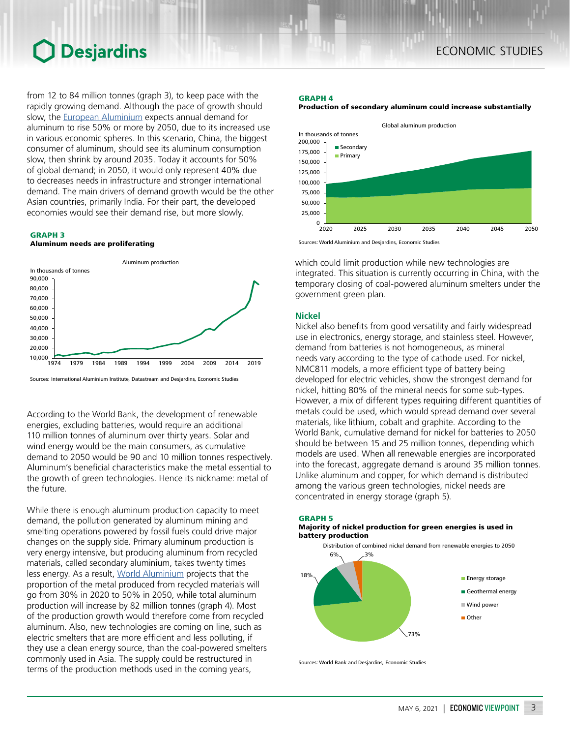from 12 to 84 million tonnes (graph 3), to keep pace with the rapidly growing demand. Although the pace of growth should slow, the European Aluminium expects annual demand for aluminum to rise 50% or more by 2050, due to its increased use in various economic spheres. In this scenario, China, the biggest consumer of aluminum, should see its aluminum consumption slow, then shrink by around 2035. Today it accounts for 50% of global demand; in 2050, it would only represent 40% due to decreases needs in infrastructure and stronger international demand. The main drivers of demand growth would be the other Asian countries, primarily India. For their part, the developed economies would see their demand rise, but more slowly.

**GRAPH 3**
**Aluminum needs are proliferating**

Sources: International Aluminium Institute, Datastream and Desjardins, Economic Studies

According to the World Bank, the development of renewable energies, excluding batteries, would require an additional 110 million tonnes of aluminum over thirty years. Solar and wind energy would be the main consumers, as cumulative demand to 2050 would be 90 and 10 million tonnes respectively. Aluminum's beneficial characteristics make the metal essential to the growth of green technologies. Hence its nickname: metal of the future.

While there is enough aluminum production capacity to meet demand, the pollution generated by aluminum mining and smelting operations powered by fossil fuels could drive major changes on the supply side. Primary aluminum production is very energy intensive, but producing aluminum from recycled materials, called secondary aluminium, takes twenty times less energy. As a result, World Aluminium projects that the proportion of the metal produced from recycled materials will go from 30% in 2020 to 50% in 2050, while total aluminum production will increase by 82 million tonnes (graph 4). Most of the production growth would therefore come from recycled aluminum. Also, new technologies are coming on line, such as electric smelters that are more efficient and less polluting, if they use a clean energy source, than the coal-powered smelters commonly used in Asia. The supply could be restructured in terms of the production methods used in the coming years, which could limit production while new technologies are integrated. This situation is currently occurring in China, with the temporary closing of coal-powered aluminum smelters under the government green plan.

**GRAPH 4**
**Production of secondary aluminum could increase substantially**

Sources: World Aluminium and Desjardins, Economic Studies

## Nickel

Nickel also benefits from good versatility and fairly widespread use in electronics, energy storage, and stainless steel. However, demand from batteries is not homogeneous, as mineral needs vary according to the type of cathode used. For nickel, NMC811 models, a more efficient type of battery being developed for electric vehicles, show the strongest demand for nickel, hitting 80% of the mineral needs for some sub-types. However, a mix of different types requiring different quantities of metals could be used, which would spread demand over several materials, like lithium, cobalt and graphite. According to the World Bank, cumulative demand for nickel for batteries to 2050 should be between 15 and 25 million tonnes, depending which models are used. When all renewable energies are incorporated into the forecast, aggregate demand is around 35 million tonnes. Unlike aluminum and copper, for which demand is distributed among the various green technologies, nickel needs are concentrated in energy storage (graph 5).

**GRAPH 5**
**Majority of nickel production for green energies is used in battery production**

Sources: World Bank and Desjardins, Economic Studies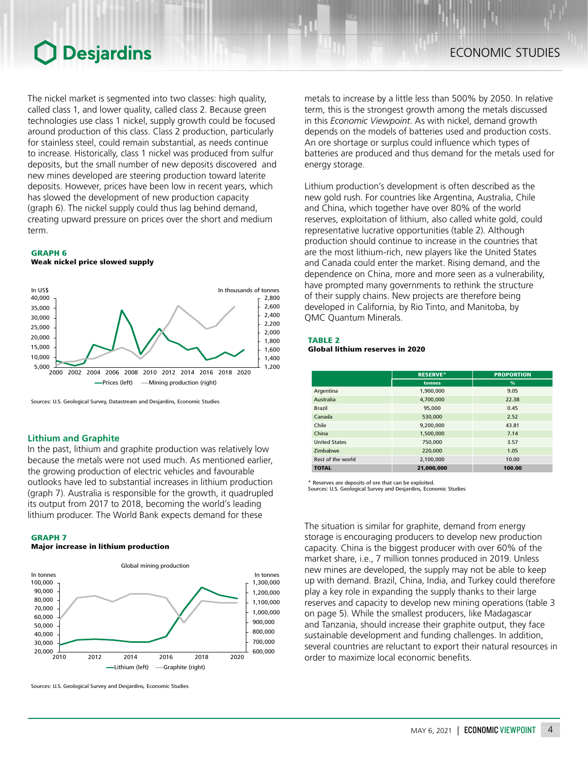The nickel market is segmented into two classes: high quality, called class 1, and lower quality, called class 2. Because green technologies use class 1 nickel, supply growth could be focused around production of this class. Class 2 production, particularly for stainless steel, could remain substantial, as needs continue to increase. Historically, class 1 nickel was produced from sulfur deposits, but the small number of new deposits discovered and new mines developed are steering production toward laterite deposits. However, prices have been low in recent years, which has slowed the development of new production capacity (graph 6). The nickel supply could thus lag behind demand, creating upward pressure on prices over the short and medium term.

**GRAPH 6**
**Weak nickel price slowed supply**

Sources: U.S. Geological Survey, Datastream and Desjardins, Economic Studies

## Lithium and Graphite

In the past, lithium and graphite production was relatively low because the metals were not used much. As mentioned earlier, the growing production of electric vehicles and favourable outlooks have led to substantial increases in lithium production (graph 7). Australia is responsible for the growth, it quadrupled its output from 2017 to 2018, becoming the world's leading lithium producer. The World Bank expects demand for these metals to increase by a little less than 500% by 2050. In relative term, this is the strongest growth among the metals discussed in this *Economic Viewpoint*. As with nickel, demand growth depends on the models of batteries used and production costs. An ore shortage or surplus could influence which types of batteries are produced and thus demand for the metals used for energy storage.

**GRAPH 7**
**Major increase in lithium production**

Sources: U.S. Geological Survey and Desjardins, Economic Studies

Lithium production's development is often described as the new gold rush. For countries like Argentina, Australia, Chile and China, which together have over 80% of the world reserves, exploitation of lithium, also called white gold, could representative lucrative opportunities (table 2). Although production should continue to increase in the countries that are the most lithium-rich, new players like the United States and Canada could enter the market. Rising demand, and the dependence on China, more and more seen as a vulnerability, have prompted many governments to rethink the structure of their supply chains. New projects are therefore being developed in California, by Rio Tinto, and Manitoba, by QMC Quantum Minerals.

**TABLE 2**
**Global lithium reserves in 2020**

| | RESERVE* | PROPORTION |
|---|---|---|
| | tonnes | % |
| Argentina | 1,900,000 | 9.05 |
| Australia | 4,700,000 | 22.38 |
| Brazil | 95,000 | 0.45 |
| Canada | 530,000 | 2.52 |
| Chile | 9,200,000 | 43.81 |
| China | 1,500,000 | 7.14 |
| United States | 750,000 | 3.57 |
| Zimbabwe | 220,000 | 1.05 |
| Rest of the world | 2,100,000 | 10.00 |
| **TOTAL** | **21,000,000** | **100.00** |

\* Reserves are deposits of ore that can be exploited.
Sources: U.S. Geological Survey and Desjardins, Economic Studies

The situation is similar for graphite, demand from energy storage is encouraging producers to develop new production capacity. China is the biggest producer with over 60% of the market share, i.e., 7 million tonnes produced in 2019. Unless new mines are developed, the supply may not be able to keep up with demand. Brazil, China, India, and Turkey could therefore play a key role in expanding the supply thanks to their large reserves and capacity to develop new mining operations (table 3 on page 5). While the smallest producers, like Madagascar and Tanzania, should increase their graphite output, they face sustainable development and funding challenges. In addition, several countries are reluctant to export their natural resources in order to maximize local economic benefits.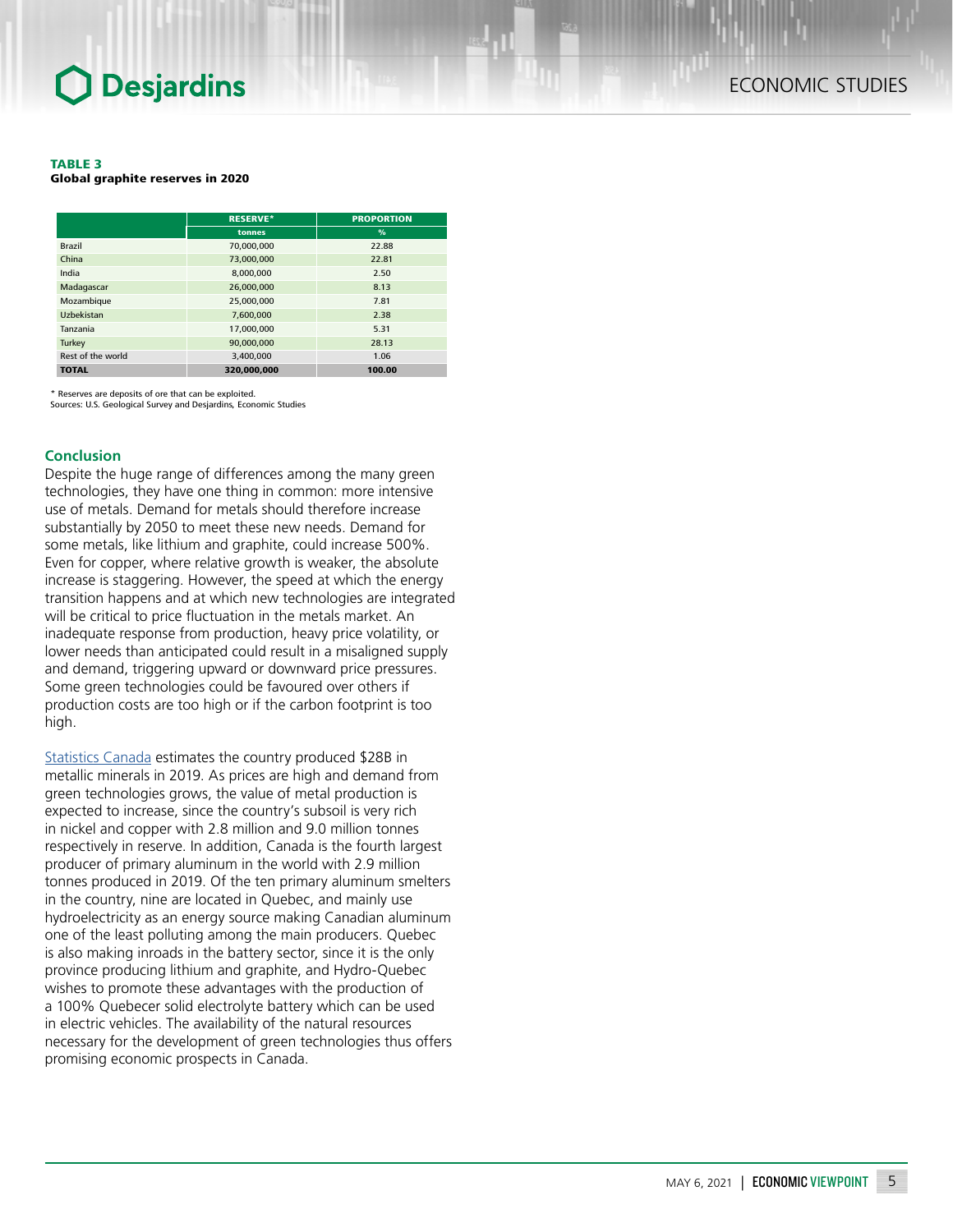**TABLE 3**
**Global graphite reserves in 2020**

| | RESERVE* | PROPORTION |
|---|---|---|
| | tonnes | % |
| Brazil | 70,000,000 | 22.88 |
| China | 73,000,000 | 22.81 |
| India | 8,000,000 | 2.50 |
| Madagascar | 26,000,000 | 8.13 |
| Mozambique | 25,000,000 | 7.81 |
| Uzbekistan | 7,600,000 | 2.38 |
| Tanzania | 17,000,000 | 5.31 |
| Turkey | 90,000,000 | 28.13 |
| Rest of the world | 3,400,000 | 1.06 |
| **TOTAL** | **320,000,000** | **100.00** |

* Reserves are deposits of ore that can be exploited.
Sources: U.S. Geological Survey and Desjardins, Economic Studies

## Conclusion

Despite the huge range of differences among the many green technologies, they have one thing in common: more intensive use of metals. Demand for metals should therefore increase substantially by 2050 to meet these new needs. Demand for some metals, like lithium and graphite, could increase 500%. Even for copper, where relative growth is weaker, the absolute increase is staggering. However, the speed at which the energy transition happens and at which new technologies are integrated will be critical to price fluctuation in the metals market. An inadequate response from production, heavy price volatility, or lower needs than anticipated could result in a misaligned supply and demand, triggering upward or downward price pressures. Some green technologies could be favoured over others if production costs are too high or if the carbon footprint is too high.

Statistics Canada estimates the country produced $28B in metallic minerals in 2019. As prices are high and demand from green technologies grows, the value of metal production is expected to increase, since the country's subsoil is very rich in nickel and copper with 2.8 million and 9.0 million tonnes respectively in reserve. In addition, Canada is the fourth largest producer of primary aluminum in the world with 2.9 million tonnes produced in 2019. Of the ten primary aluminum smelters in the country, nine are located in Quebec, and mainly use hydroelectricity as an energy source making Canadian aluminum one of the least polluting among the main producers. Quebec is also making inroads in the battery sector, since it is the only province producing lithium and graphite, and Hydro-Quebec wishes to promote these advantages with the production of a 100% Quebecer solid electrolyte battery which can be used in electric vehicles. The availability of the natural resources necessary for the development of green technologies thus offers promising economic prospects in Canada.